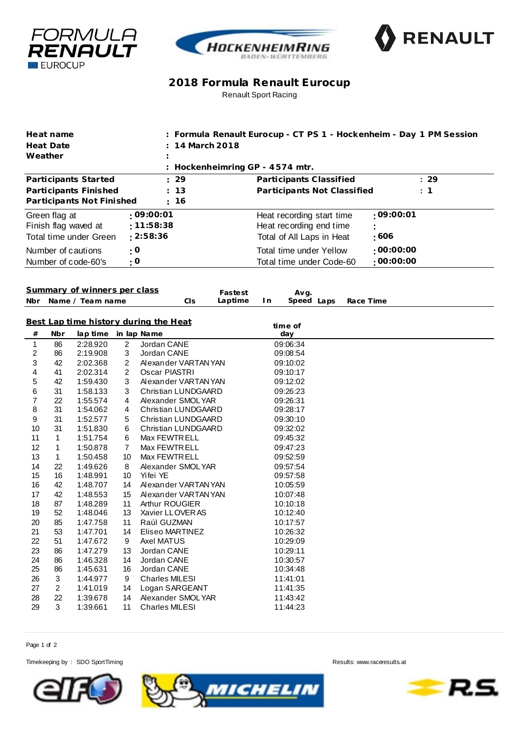# 2018 Formula Renault Eurocup

Renault Sport Racing

| | | | |
|---|---|---|---|
| **Heat name** | **: Formula Renault Eurocup - CT PS 1 - Hockenheim - Day 1 PM Session** | | |
| **Heat Date** | **: 14 March 2018** | | |
| **Weather** | **:** | | |
| | **: Hockenheimring GP - 4574 mtr.** | | |
| **Participants Started** | **: 29** | **Participants Classified** | **: 29** |
| **Participants Finished** | **: 13** | **Participants Not Classified** | **: 1** |
| **Participants Not Finished** | **: 16** | | |
| Green flag at | **: 09:00:01** | Heat recording start time | **: 09:00:01** |
| Finish flag waved at | **: 11:58:38** | Heat recording end time | **:** |
| Total time under Green | **: 2:58:36** | Total of All Laps in Heat | **: 606** |
| Number of cautions | **: 0** | Total time under Yellow | **: 00:00:00** |
| Number of code-60's | **: 0** | Total time under Code-60 | **: 00:00:00** |

**Summary of winners per class**

| Nbr | Name / Team name | Cls | Fastest Laptime | In | Avg. Speed | Laps | Race Time |
|---|---|---|---|---|---|---|---|

**Best Lap time history during the Heat**

| # | Nbr | lap time | in lap | Name | time of day |
|---|---|---|---|---|---|
| 1 | 86 | 2:28.920 | 2 | Jordan CANE | 09:06:34 |
| 2 | 86 | 2:19.908 | 3 | Jordan CANE | 09:08:54 |
| 3 | 42 | 2:02.368 | 2 | Alexander VARTANYAN | 09:10:02 |
| 4 | 41 | 2:02.314 | 2 | Oscar PIASTRI | 09:10:17 |
| 5 | 42 | 1:59.430 | 3 | Alexander VARTANYAN | 09:12:02 |
| 6 | 31 | 1:58.133 | 3 | Christian LUNDGAARD | 09:26:23 |
| 7 | 22 | 1:55.574 | 4 | Alexander SMOLYAR | 09:26:31 |
| 8 | 31 | 1:54.062 | 4 | Christian LUNDGAARD | 09:28:17 |
| 9 | 31 | 1:52.577 | 5 | Christian LUNDGAARD | 09:30:10 |
| 10 | 31 | 1:51.830 | 6 | Christian LUNDGAARD | 09:32:02 |
| 11 | 1 | 1:51.754 | 6 | Max FEWTRELL | 09:45:32 |
| 12 | 1 | 1:50.878 | 7 | Max FEWTRELL | 09:47:23 |
| 13 | 1 | 1:50.458 | 10 | Max FEWTRELL | 09:52:59 |
| 14 | 22 | 1:49.626 | 8 | Alexander SMOLYAR | 09:57:54 |
| 15 | 16 | 1:48.991 | 10 | Yifei YE | 09:57:58 |
| 16 | 42 | 1:48.707 | 14 | Alexander VARTANYAN | 10:05:59 |
| 17 | 42 | 1:48.553 | 15 | Alexander VARTANYAN | 10:07:48 |
| 18 | 87 | 1:48.289 | 11 | Arthur ROUGIER | 10:10:18 |
| 19 | 52 | 1:48.046 | 13 | Xavier LLOVERAS | 10:12:40 |
| 20 | 85 | 1:47.758 | 11 | Raúl GUZMAN | 10:17:57 |
| 21 | 53 | 1:47.701 | 14 | Eliseo MARTINEZ | 10:26:32 |
| 22 | 51 | 1:47.672 | 9 | Axel MATUS | 10:29:09 |
| 23 | 86 | 1:47.279 | 13 | Jordan CANE | 10:29:11 |
| 24 | 86 | 1:46.328 | 14 | Jordan CANE | 10:30:57 |
| 25 | 86 | 1:45.631 | 16 | Jordan CANE | 10:34:48 |
| 26 | 3 | 1:44.977 | 9 | Charles MILESI | 11:41:01 |
| 27 | 2 | 1:41.019 | 14 | Logan SARGEANT | 11:41:35 |
| 28 | 22 | 1:39.678 | 14 | Alexander SMOLYAR | 11:43:42 |
| 29 | 3 | 1:39.661 | 11 | Charles MILESI | 11:44:23 |

Timekeeping by : SDO SportTiming

Results: www.raceresults.at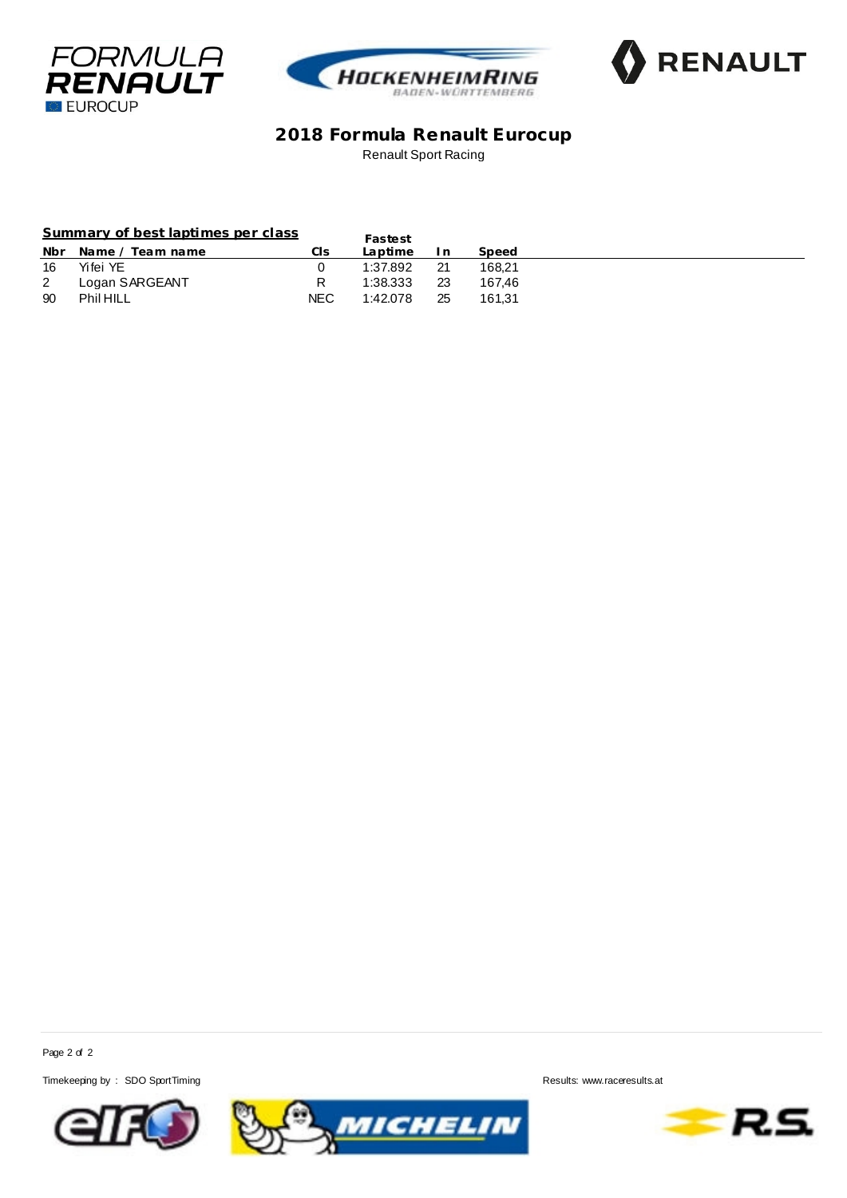# 2018 Formula Renault Eurocup

Renault Sport Racing

**Summary of best laptimes per class**

| Nbr | Name / Team name | Cls | Fastest Laptime | In | Speed |
|---|---|---|---|---|---|
| 16 | Yifei YE | 0 | 1:37.892 | 21 | 168,21 |
| 2 | Logan SARGEANT | R | 1:38.333 | 23 | 167,46 |
| 90 | Phil HILL | NEC | 1:42.078 | 25 | 161,31 |

Timekeeping by : SDO SportTiming

Results: www.raceresults.at